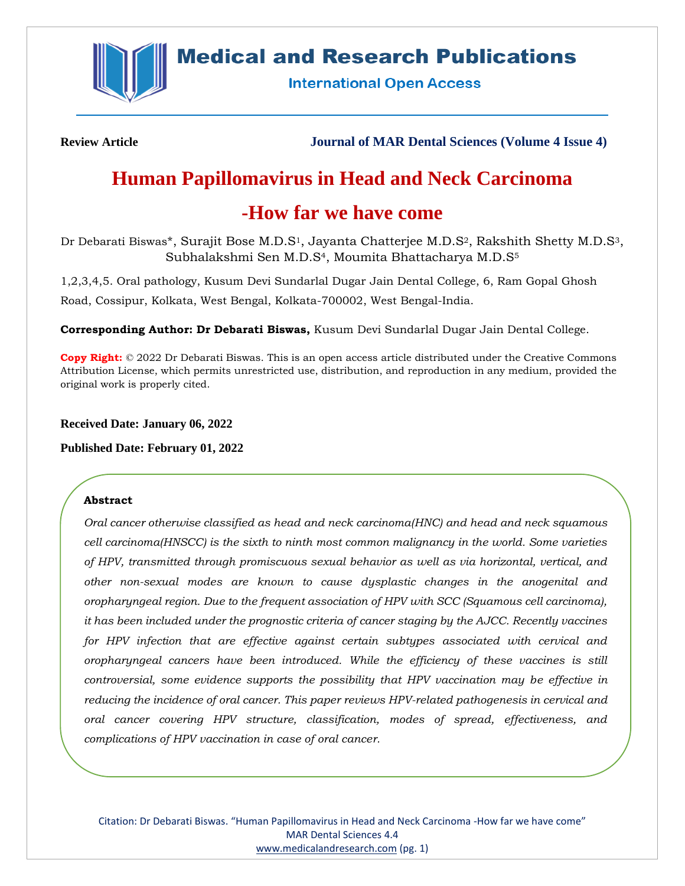**Review Article**

**Journal of MAR Dental Sciences (Volume 4 Issue 4)**

# Human Papillomavirus in Head and Neck Carcinoma -How far we have come

Dr Debarati Biswas*, Surajit Bose M.D.S[1], Jayanta Chatterjee M.D.S[2], Rakshith Shetty M.D.S[3], Subhalakshmi Sen M.D.S[4], Moumita Bhattacharya M.D.S[5]

1,2,3,4,5. Oral pathology, Kusum Devi Sundarlal Dugar Jain Dental College, 6, Ram Gopal Ghosh Road, Cossipur, Kolkata, West Bengal, Kolkata-700002, West Bengal-India.

**Corresponding Author: Dr Debarati Biswas,** Kusum Devi Sundarlal Dugar Jain Dental College.

**Copy Right:** © 2022 Dr Debarati Biswas. This is an open access article distributed under the Creative Commons Attribution License, which permits unrestricted use, distribution, and reproduction in any medium, provided the original work is properly cited.

**Received Date: January 06, 2022**

**Published Date: February 01, 2022**

### Abstract

*Oral cancer otherwise classified as head and neck carcinoma(HNC) and head and neck squamous cell carcinoma(HNSCC) is the sixth to ninth most common malignancy in the world. Some varieties of HPV, transmitted through promiscuous sexual behavior as well as via horizontal, vertical, and other non-sexual modes are known to cause dysplastic changes in the anogenital and oropharyngeal region. Due to the frequent association of HPV with SCC (Squamous cell carcinoma), it has been included under the prognostic criteria of cancer staging by the AJCC. Recently vaccines for HPV infection that are effective against certain subtypes associated with cervical and oropharyngeal cancers have been introduced. While the efficiency of these vaccines is still controversial, some evidence supports the possibility that HPV vaccination may be effective in reducing the incidence of oral cancer. This paper reviews HPV-related pathogenesis in cervical and oral cancer covering HPV structure, classification, modes of spread, effectiveness, and complications of HPV vaccination in case of oral cancer.*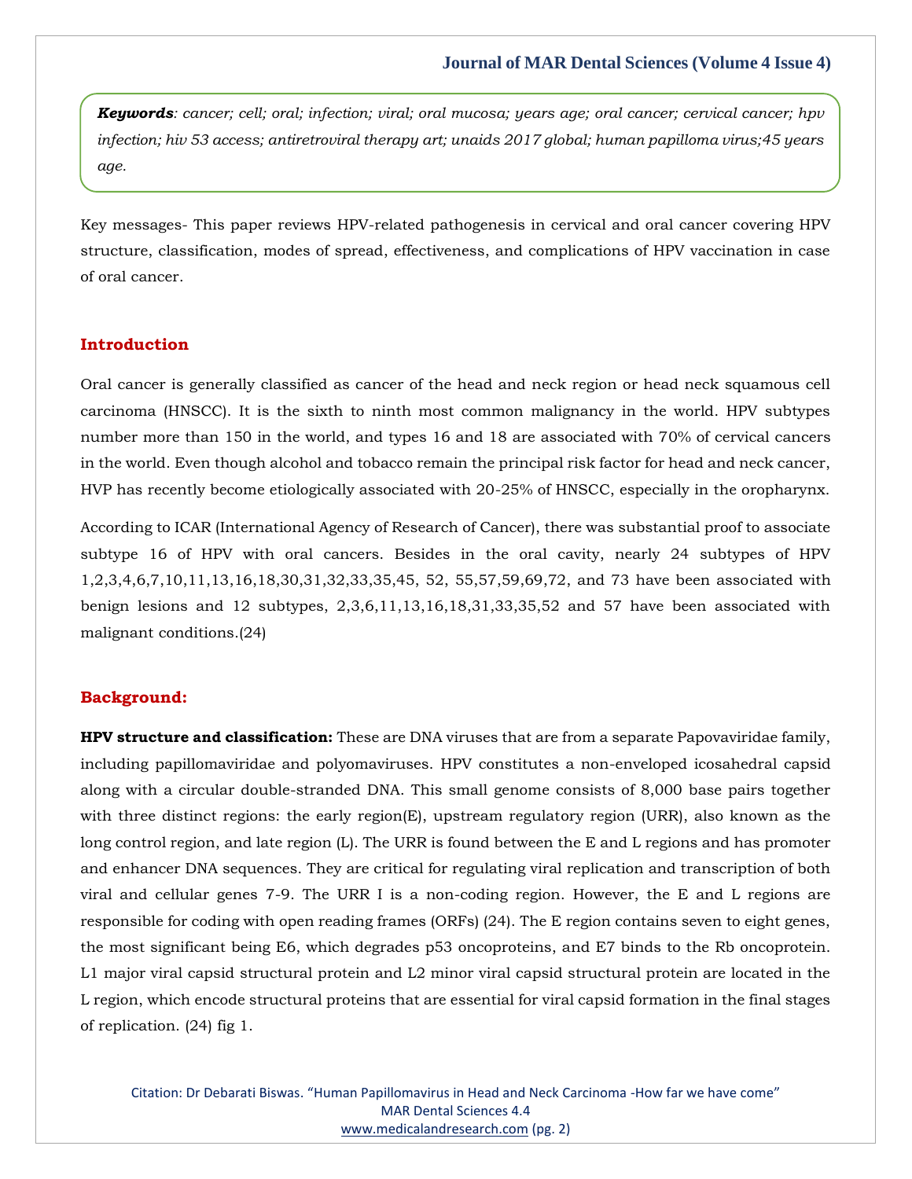***Keywords**: cancer; cell; oral; infection; viral; oral mucosa; years age; oral cancer; cervical cancer; hpv infection; hiv 53 access; antiretroviral therapy art; unaids 2017 global; human papilloma virus;45 years age.*

Key messages- This paper reviews HPV-related pathogenesis in cervical and oral cancer covering HPV structure, classification, modes of spread, effectiveness, and complications of HPV vaccination in case of oral cancer.

## Introduction

Oral cancer is generally classified as cancer of the head and neck region or head neck squamous cell carcinoma (HNSCC). It is the sixth to ninth most common malignancy in the world. HPV subtypes number more than 150 in the world, and types 16 and 18 are associated with 70% of cervical cancers in the world. Even though alcohol and tobacco remain the principal risk factor for head and neck cancer, HVP has recently become etiologically associated with 20-25% of HNSCC, especially in the oropharynx.

According to ICAR (International Agency of Research of Cancer), there was substantial proof to associate subtype 16 of HPV with oral cancers. Besides in the oral cavity, nearly 24 subtypes of HPV 1,2,3,4,6,7,10,11,13,16,18,30,31,32,33,35,45, 52, 55,57,59,69,72, and 73 have been associated with benign lesions and 12 subtypes, 2,3,6,11,13,16,18,31,33,35,52 and 57 have been associated with malignant conditions.(24)

## Background:

**HPV structure and classification:** These are DNA viruses that are from a separate Papovaviridae family, including papillomaviridae and polyomaviruses. HPV constitutes a non-enveloped icosahedral capsid along with a circular double-stranded DNA. This small genome consists of 8,000 base pairs together with three distinct regions: the early region(E), upstream regulatory region (URR), also known as the long control region, and late region (L). The URR is found between the E and L regions and has promoter and enhancer DNA sequences. They are critical for regulating viral replication and transcription of both viral and cellular genes 7-9. The URR I is a non-coding region. However, the E and L regions are responsible for coding with open reading frames (ORFs) (24). The E region contains seven to eight genes, the most significant being E6, which degrades p53 oncoproteins, and E7 binds to the Rb oncoprotein. L1 major viral capsid structural protein and L2 minor viral capsid structural protein are located in the L region, which encode structural proteins that are essential for viral capsid formation in the final stages of replication. (24) fig 1.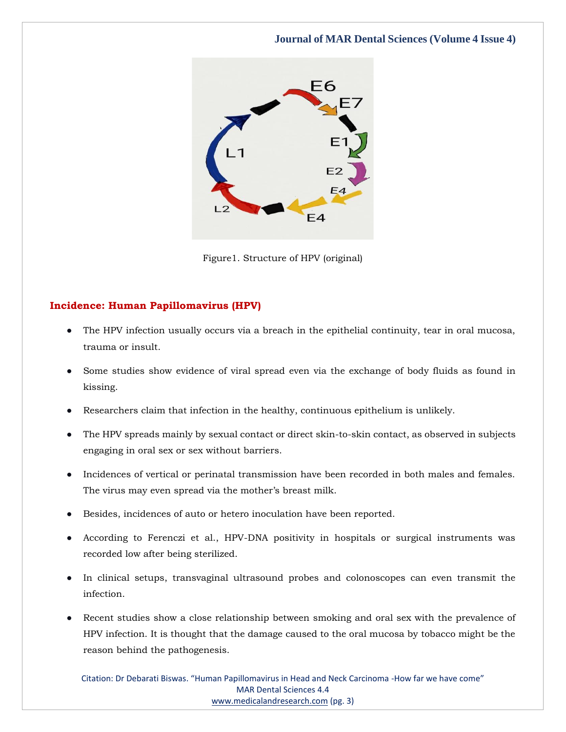Figure1. Structure of HPV (original)

## Incidence: Human Papillomavirus (HPV)

- The HPV infection usually occurs via a breach in the epithelial continuity, tear in oral mucosa, trauma or insult.
- Some studies show evidence of viral spread even via the exchange of body fluids as found in kissing.
- Researchers claim that infection in the healthy, continuous epithelium is unlikely.
- The HPV spreads mainly by sexual contact or direct skin-to-skin contact, as observed in subjects engaging in oral sex or sex without barriers.
- Incidences of vertical or perinatal transmission have been recorded in both males and females. The virus may even spread via the mother's breast milk.
- Besides, incidences of auto or hetero inoculation have been reported.
- According to Ferenczi et al., HPV-DNA positivity in hospitals or surgical instruments was recorded low after being sterilized.
- In clinical setups, transvaginal ultrasound probes and colonoscopes can even transmit the infection.
- Recent studies show a close relationship between smoking and oral sex with the prevalence of HPV infection. It is thought that the damage caused to the oral mucosa by tobacco might be the reason behind the pathogenesis.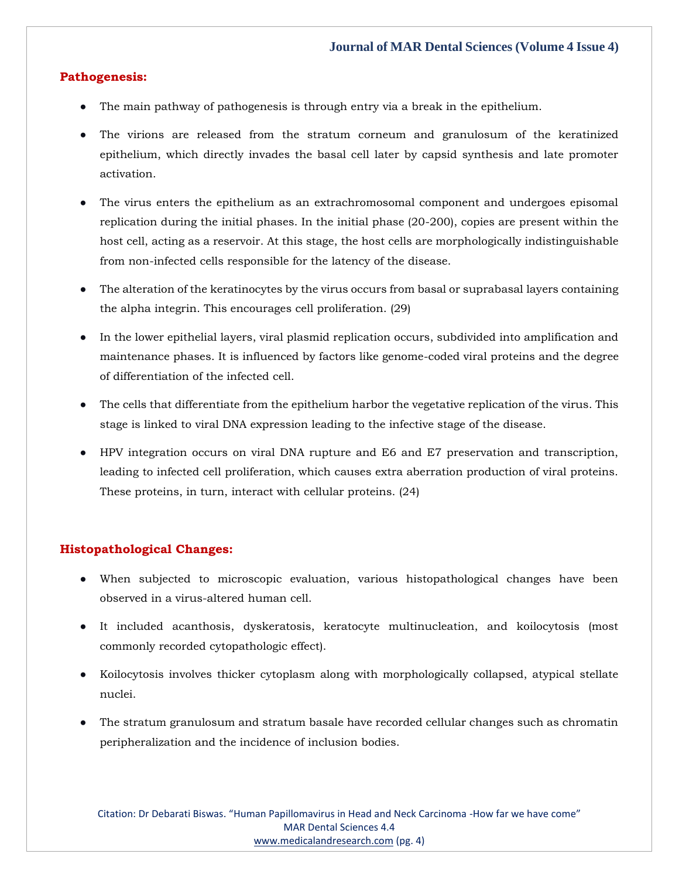## Pathogenesis:

- The main pathway of pathogenesis is through entry via a break in the epithelium.
- The virions are released from the stratum corneum and granulosum of the keratinized epithelium, which directly invades the basal cell later by capsid synthesis and late promoter activation.
- The virus enters the epithelium as an extrachromosomal component and undergoes episomal replication during the initial phases. In the initial phase (20-200), copies are present within the host cell, acting as a reservoir. At this stage, the host cells are morphologically indistinguishable from non-infected cells responsible for the latency of the disease.
- The alteration of the keratinocytes by the virus occurs from basal or suprabasal layers containing the alpha integrin. This encourages cell proliferation. (29)
- In the lower epithelial layers, viral plasmid replication occurs, subdivided into amplification and maintenance phases. It is influenced by factors like genome-coded viral proteins and the degree of differentiation of the infected cell.
- The cells that differentiate from the epithelium harbor the vegetative replication of the virus. This stage is linked to viral DNA expression leading to the infective stage of the disease.
- HPV integration occurs on viral DNA rupture and E6 and E7 preservation and transcription, leading to infected cell proliferation, which causes extra aberration production of viral proteins. These proteins, in turn, interact with cellular proteins. (24)

## Histopathological Changes:

- When subjected to microscopic evaluation, various histopathological changes have been observed in a virus-altered human cell.
- It included acanthosis, dyskeratosis, keratocyte multinucleation, and koilocytosis (most commonly recorded cytopathologic effect).
- Koilocytosis involves thicker cytoplasm along with morphologically collapsed, atypical stellate nuclei.
- The stratum granulosum and stratum basale have recorded cellular changes such as chromatin peripheralization and the incidence of inclusion bodies.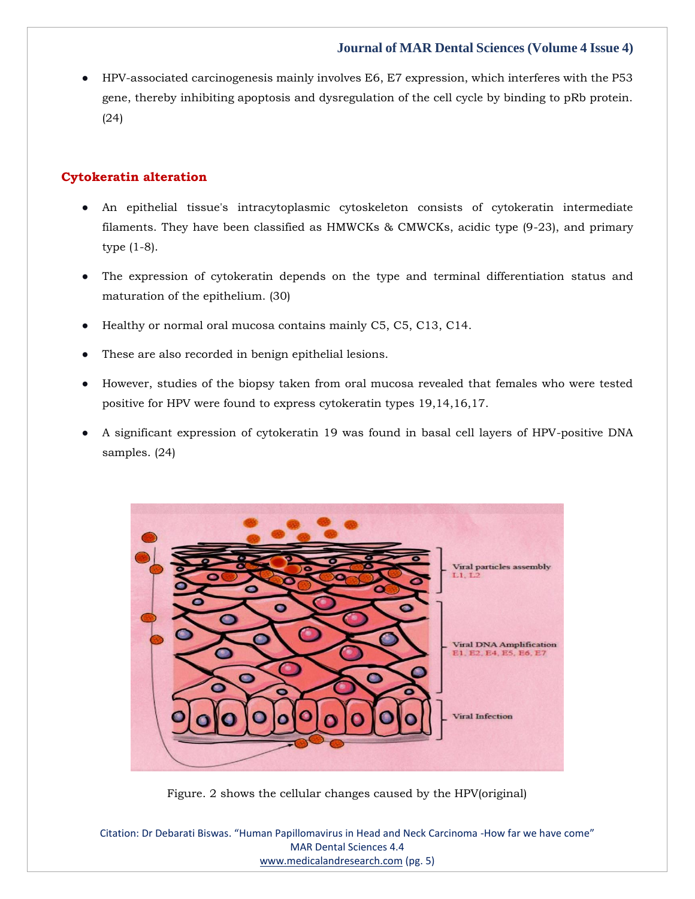- HPV-associated carcinogenesis mainly involves E6, E7 expression, which interferes with the P53 gene, thereby inhibiting apoptosis and dysregulation of the cell cycle by binding to pRb protein. (24)

## Cytokeratin alteration

- An epithelial tissue's intracytoplasmic cytoskeleton consists of cytokeratin intermediate filaments. They have been classified as HMWCKs & CMWCKs, acidic type (9-23), and primary type (1-8).
- The expression of cytokeratin depends on the type and terminal differentiation status and maturation of the epithelium. (30)
- Healthy or normal oral mucosa contains mainly C5, C5, C13, C14.
- These are also recorded in benign epithelial lesions.
- However, studies of the biopsy taken from oral mucosa revealed that females who were tested positive for HPV were found to express cytokeratin types 19,14,16,17.
- A significant expression of cytokeratin 19 was found in basal cell layers of HPV-positive DNA samples. (24)

Figure. 2 shows the cellular changes caused by the HPV(original)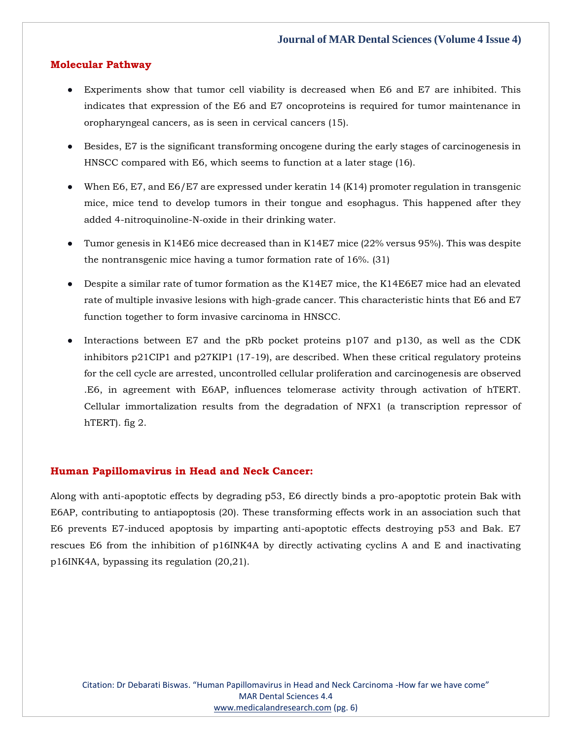## Molecular Pathway

- Experiments show that tumor cell viability is decreased when E6 and E7 are inhibited. This indicates that expression of the E6 and E7 oncoproteins is required for tumor maintenance in oropharyngeal cancers, as is seen in cervical cancers (15).
- Besides, E7 is the significant transforming oncogene during the early stages of carcinogenesis in HNSCC compared with E6, which seems to function at a later stage (16).
- When E6, E7, and E6/E7 are expressed under keratin 14 (K14) promoter regulation in transgenic mice, mice tend to develop tumors in their tongue and esophagus. This happened after they added 4-nitroquinoline-N-oxide in their drinking water.
- Tumor genesis in K14E6 mice decreased than in K14E7 mice (22% versus 95%). This was despite the nontransgenic mice having a tumor formation rate of 16%. (31)
- Despite a similar rate of tumor formation as the K14E7 mice, the K14E6E7 mice had an elevated rate of multiple invasive lesions with high-grade cancer. This characteristic hints that E6 and E7 function together to form invasive carcinoma in HNSCC.
- Interactions between E7 and the pRb pocket proteins p107 and p130, as well as the CDK inhibitors p21CIP1 and p27KIP1 (17-19), are described. When these critical regulatory proteins for the cell cycle are arrested, uncontrolled cellular proliferation and carcinogenesis are observed .E6, in agreement with E6AP, influences telomerase activity through activation of hTERT. Cellular immortalization results from the degradation of NFX1 (a transcription repressor of hTERT). fig 2.

## Human Papillomavirus in Head and Neck Cancer:

Along with anti-apoptotic effects by degrading p53, E6 directly binds a pro-apoptotic protein Bak with E6AP, contributing to antiapoptosis (20). These transforming effects work in an association such that E6 prevents E7-induced apoptosis by imparting anti-apoptotic effects destroying p53 and Bak. E7 rescues E6 from the inhibition of p16INK4A by directly activating cyclins A and E and inactivating p16INK4A, bypassing its regulation (20,21).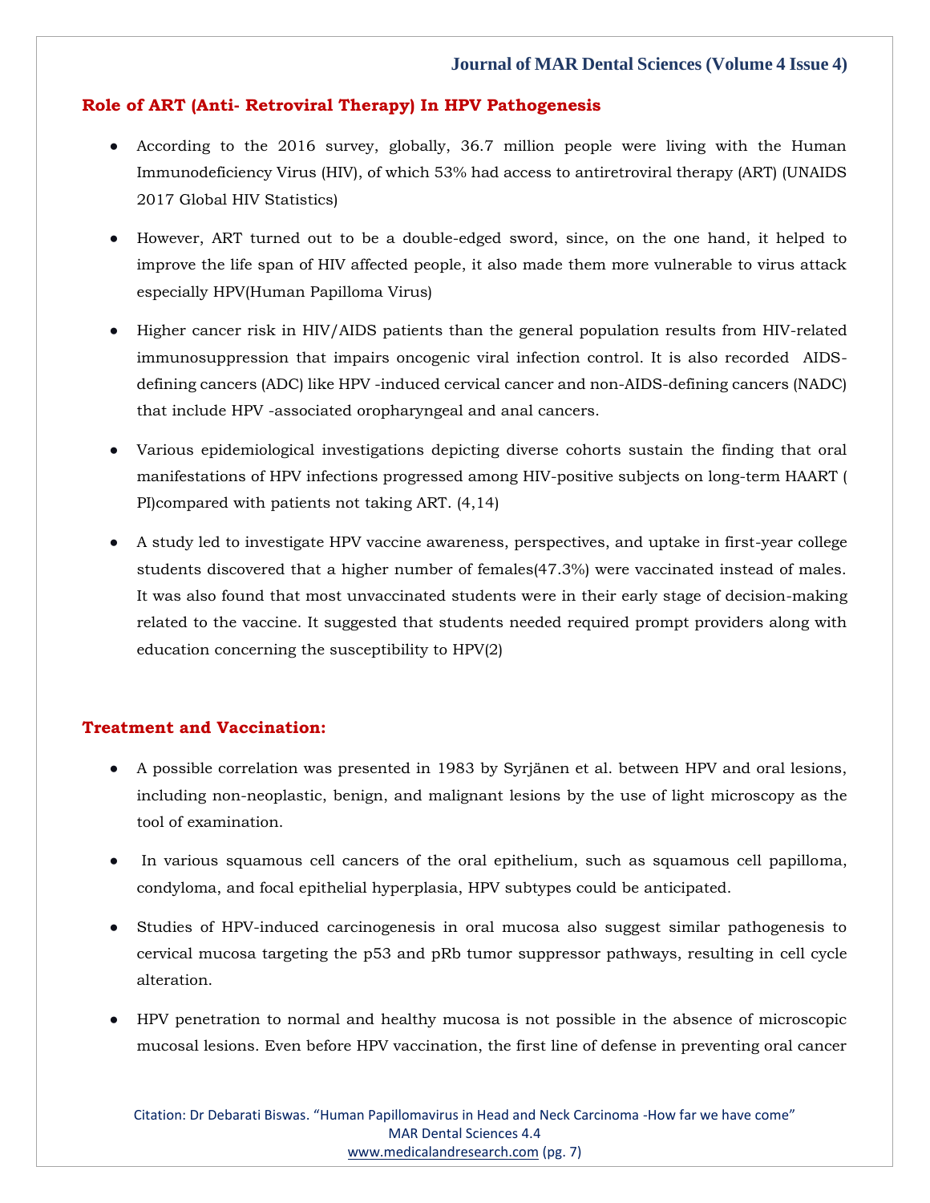## Role of ART (Anti- Retroviral Therapy) In HPV Pathogenesis

- According to the 2016 survey, globally, 36.7 million people were living with the Human Immunodeficiency Virus (HIV), of which 53% had access to antiretroviral therapy (ART) (UNAIDS 2017 Global HIV Statistics)
- However, ART turned out to be a double-edged sword, since, on the one hand, it helped to improve the life span of HIV affected people, it also made them more vulnerable to virus attack especially HPV(Human Papilloma Virus)
- Higher cancer risk in HIV/AIDS patients than the general population results from HIV-related immunosuppression that impairs oncogenic viral infection control. It is also recorded AIDS-defining cancers (ADC) like HPV -induced cervical cancer and non-AIDS-defining cancers (NADC) that include HPV -associated oropharyngeal and anal cancers.
- Various epidemiological investigations depicting diverse cohorts sustain the finding that oral manifestations of HPV infections progressed among HIV-positive subjects on long-term HAART ( PI)compared with patients not taking ART. (4,14)
- A study led to investigate HPV vaccine awareness, perspectives, and uptake in first-year college students discovered that a higher number of females(47.3%) were vaccinated instead of males. It was also found that most unvaccinated students were in their early stage of decision-making related to the vaccine. It suggested that students needed required prompt providers along with education concerning the susceptibility to HPV(2)

## Treatment and Vaccination:

- A possible correlation was presented in 1983 by Syrjänen et al. between HPV and oral lesions, including non-neoplastic, benign, and malignant lesions by the use of light microscopy as the tool of examination.
- In various squamous cell cancers of the oral epithelium, such as squamous cell papilloma, condyloma, and focal epithelial hyperplasia, HPV subtypes could be anticipated.
- Studies of HPV-induced carcinogenesis in oral mucosa also suggest similar pathogenesis to cervical mucosa targeting the p53 and pRb tumor suppressor pathways, resulting in cell cycle alteration.
- HPV penetration to normal and healthy mucosa is not possible in the absence of microscopic mucosal lesions. Even before HPV vaccination, the first line of defense in preventing oral cancer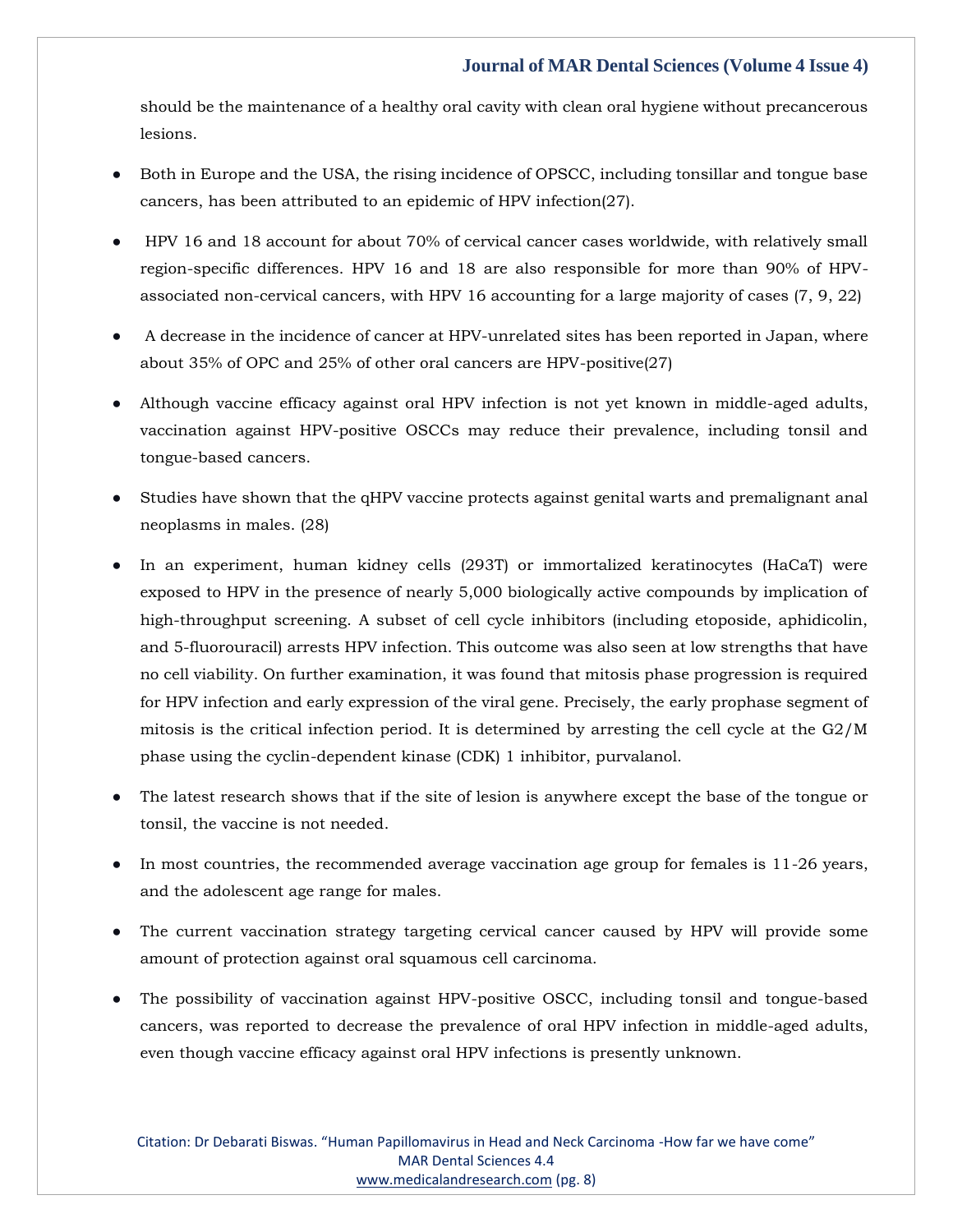should be the maintenance of a healthy oral cavity with clean oral hygiene without precancerous lesions.

- Both in Europe and the USA, the rising incidence of OPSCC, including tonsillar and tongue base cancers, has been attributed to an epidemic of HPV infection(27).
- HPV 16 and 18 account for about 70% of cervical cancer cases worldwide, with relatively small region-specific differences. HPV 16 and 18 are also responsible for more than 90% of HPV-associated non-cervical cancers, with HPV 16 accounting for a large majority of cases (7, 9, 22)
- A decrease in the incidence of cancer at HPV-unrelated sites has been reported in Japan, where about 35% of OPC and 25% of other oral cancers are HPV-positive(27)
- Although vaccine efficacy against oral HPV infection is not yet known in middle-aged adults, vaccination against HPV-positive OSCCs may reduce their prevalence, including tonsil and tongue-based cancers.
- Studies have shown that the qHPV vaccine protects against genital warts and premalignant anal neoplasms in males. (28)
- In an experiment, human kidney cells (293T) or immortalized keratinocytes (HaCaT) were exposed to HPV in the presence of nearly 5,000 biologically active compounds by implication of high-throughput screening. A subset of cell cycle inhibitors (including etoposide, aphidicolin, and 5-fluorouracil) arrests HPV infection. This outcome was also seen at low strengths that have no cell viability. On further examination, it was found that mitosis phase progression is required for HPV infection and early expression of the viral gene. Precisely, the early prophase segment of mitosis is the critical infection period. It is determined by arresting the cell cycle at the G2/M phase using the cyclin-dependent kinase (CDK) 1 inhibitor, purvalanol.
- The latest research shows that if the site of lesion is anywhere except the base of the tongue or tonsil, the vaccine is not needed.
- In most countries, the recommended average vaccination age group for females is 11-26 years, and the adolescent age range for males.
- The current vaccination strategy targeting cervical cancer caused by HPV will provide some amount of protection against oral squamous cell carcinoma.
- The possibility of vaccination against HPV-positive OSCC, including tonsil and tongue-based cancers, was reported to decrease the prevalence of oral HPV infection in middle-aged adults, even though vaccine efficacy against oral HPV infections is presently unknown.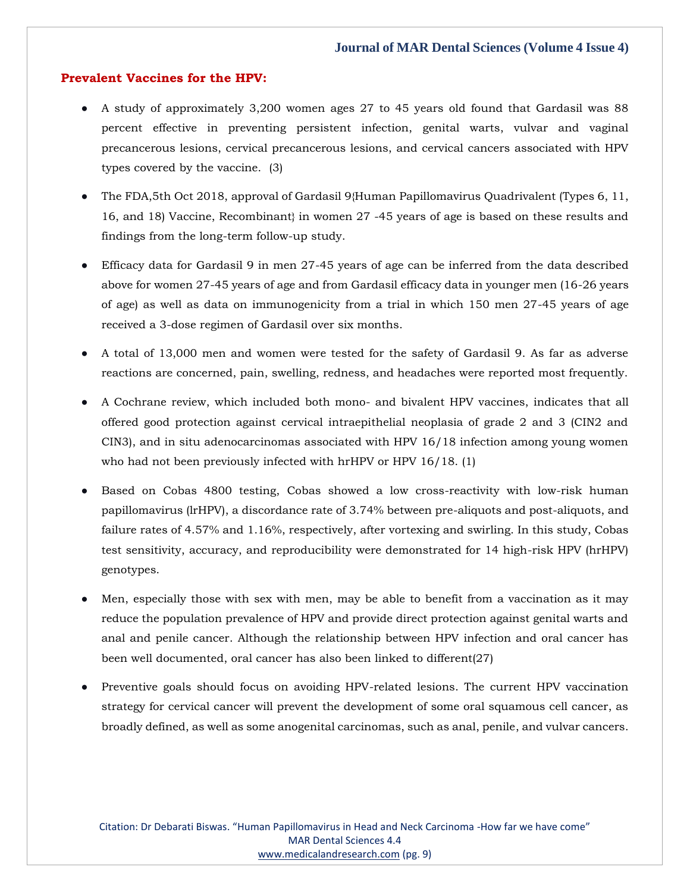## Prevalent Vaccines for the HPV:

- A study of approximately 3,200 women ages 27 to 45 years old found that Gardasil was 88 percent effective in preventing persistent infection, genital warts, vulvar and vaginal precancerous lesions, cervical precancerous lesions, and cervical cancers associated with HPV types covered by the vaccine. (3)
- The FDA,5th Oct 2018, approval of Gardasil 9{Human Papillomavirus Quadrivalent (Types 6, 11, 16, and 18) Vaccine, Recombinant} in women 27 -45 years of age is based on these results and findings from the long-term follow-up study.
- Efficacy data for Gardasil 9 in men 27-45 years of age can be inferred from the data described above for women 27-45 years of age and from Gardasil efficacy data in younger men (16-26 years of age) as well as data on immunogenicity from a trial in which 150 men 27-45 years of age received a 3-dose regimen of Gardasil over six months.
- A total of 13,000 men and women were tested for the safety of Gardasil 9. As far as adverse reactions are concerned, pain, swelling, redness, and headaches were reported most frequently.
- A Cochrane review, which included both mono- and bivalent HPV vaccines, indicates that all offered good protection against cervical intraepithelial neoplasia of grade 2 and 3 (CIN2 and CIN3), and in situ adenocarcinomas associated with HPV 16/18 infection among young women who had not been previously infected with hrHPV or HPV 16/18. (1)
- Based on Cobas 4800 testing, Cobas showed a low cross-reactivity with low-risk human papillomavirus (lrHPV), a discordance rate of 3.74% between pre-aliquots and post-aliquots, and failure rates of 4.57% and 1.16%, respectively, after vortexing and swirling. In this study, Cobas test sensitivity, accuracy, and reproducibility were demonstrated for 14 high-risk HPV (hrHPV) genotypes.
- Men, especially those with sex with men, may be able to benefit from a vaccination as it may reduce the population prevalence of HPV and provide direct protection against genital warts and anal and penile cancer. Although the relationship between HPV infection and oral cancer has been well documented, oral cancer has also been linked to different(27)
- Preventive goals should focus on avoiding HPV-related lesions. The current HPV vaccination strategy for cervical cancer will prevent the development of some oral squamous cell cancer, as broadly defined, as well as some anogenital carcinomas, such as anal, penile, and vulvar cancers.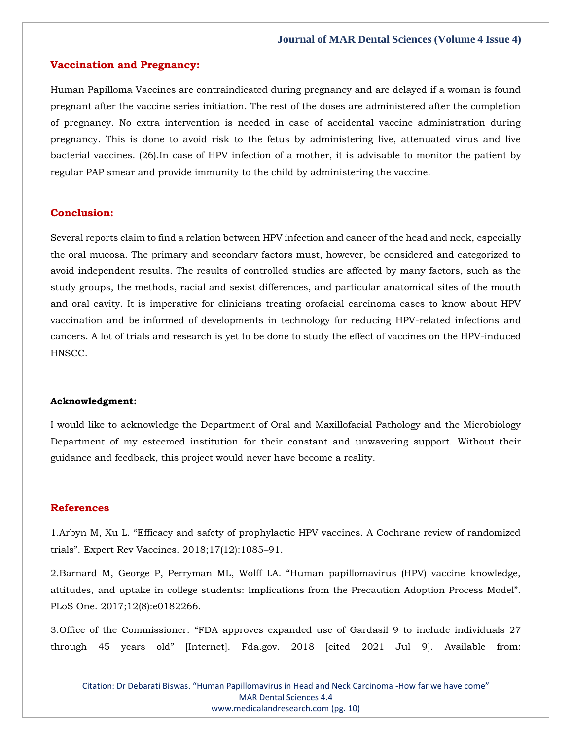## Vaccination and Pregnancy:

Human Papilloma Vaccines are contraindicated during pregnancy and are delayed if a woman is found pregnant after the vaccine series initiation. The rest of the doses are administered after the completion of pregnancy. No extra intervention is needed in case of accidental vaccine administration during pregnancy. This is done to avoid risk to the fetus by administering live, attenuated virus and live bacterial vaccines. (26).In case of HPV infection of a mother, it is advisable to monitor the patient by regular PAP smear and provide immunity to the child by administering the vaccine.

## Conclusion:

Several reports claim to find a relation between HPV infection and cancer of the head and neck, especially the oral mucosa. The primary and secondary factors must, however, be considered and categorized to avoid independent results. The results of controlled studies are affected by many factors, such as the study groups, the methods, racial and sexist differences, and particular anatomical sites of the mouth and oral cavity. It is imperative for clinicians treating orofacial carcinoma cases to know about HPV vaccination and be informed of developments in technology for reducing HPV-related infections and cancers. A lot of trials and research is yet to be done to study the effect of vaccines on the HPV-induced HNSCC.

**Acknowledgment:**

I would like to acknowledge the Department of Oral and Maxillofacial Pathology and the Microbiology Department of my esteemed institution for their constant and unwavering support. Without their guidance and feedback, this project would never have become a reality.

## References

1.Arbyn M, Xu L. "Efficacy and safety of prophylactic HPV vaccines. A Cochrane review of randomized trials". Expert Rev Vaccines. 2018;17(12):1085–91.

2.Barnard M, George P, Perryman ML, Wolff LA. "Human papillomavirus (HPV) vaccine knowledge, attitudes, and uptake in college students: Implications from the Precaution Adoption Process Model". PLoS One. 2017;12(8):e0182266.

3.Office of the Commissioner. "FDA approves expanded use of Gardasil 9 to include individuals 27 through 45 years old" [Internet]. Fda.gov. 2018 [cited 2021 Jul 9]. Available from: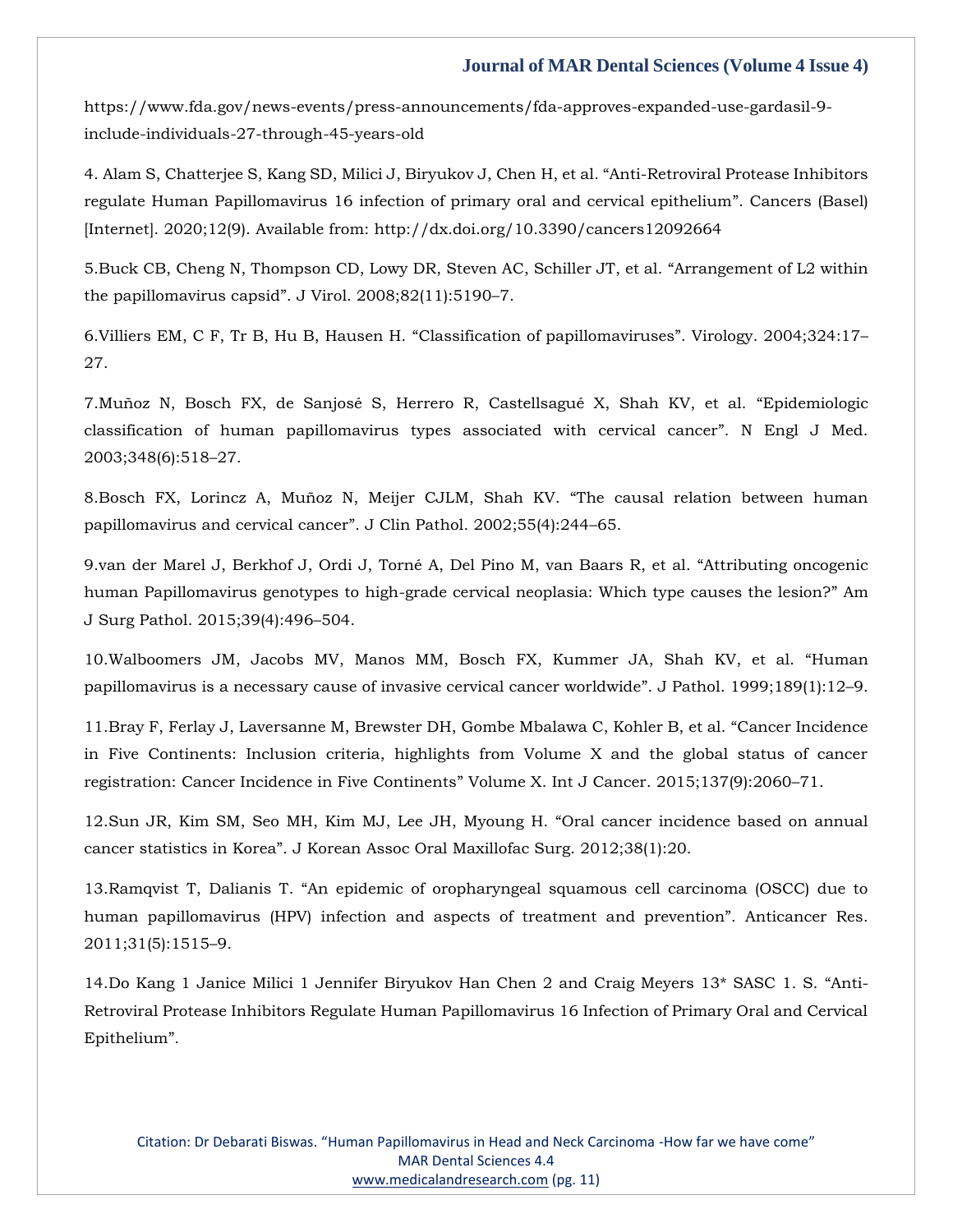https://www.fda.gov/news-events/press-announcements/fda-approves-expanded-use-gardasil-9-include-individuals-27-through-45-years-old

4. Alam S, Chatterjee S, Kang SD, Milici J, Biryukov J, Chen H, et al. "Anti-Retroviral Protease Inhibitors regulate Human Papillomavirus 16 infection of primary oral and cervical epithelium". Cancers (Basel) [Internet]. 2020;12(9). Available from: http://dx.doi.org/10.3390/cancers12092664

5.Buck CB, Cheng N, Thompson CD, Lowy DR, Steven AC, Schiller JT, et al. "Arrangement of L2 within the papillomavirus capsid". J Virol. 2008;82(11):5190–7.

6.Villiers EM, C F, Tr B, Hu B, Hausen H. "Classification of papillomaviruses". Virology. 2004;324:17–27.

7.Muñoz N, Bosch FX, de Sanjosé S, Herrero R, Castellsagué X, Shah KV, et al. "Epidemiologic classification of human papillomavirus types associated with cervical cancer". N Engl J Med. 2003;348(6):518–27.

8.Bosch FX, Lorincz A, Muñoz N, Meijer CJLM, Shah KV. "The causal relation between human papillomavirus and cervical cancer". J Clin Pathol. 2002;55(4):244–65.

9.van der Marel J, Berkhof J, Ordi J, Torné A, Del Pino M, van Baars R, et al. "Attributing oncogenic human Papillomavirus genotypes to high-grade cervical neoplasia: Which type causes the lesion?" Am J Surg Pathol. 2015;39(4):496–504.

10.Walboomers JM, Jacobs MV, Manos MM, Bosch FX, Kummer JA, Shah KV, et al. "Human papillomavirus is a necessary cause of invasive cervical cancer worldwide". J Pathol. 1999;189(1):12–9.

11.Bray F, Ferlay J, Laversanne M, Brewster DH, Gombe Mbalawa C, Kohler B, et al. "Cancer Incidence in Five Continents: Inclusion criteria, highlights from Volume X and the global status of cancer registration: Cancer Incidence in Five Continents" Volume X. Int J Cancer. 2015;137(9):2060–71.

12.Sun JR, Kim SM, Seo MH, Kim MJ, Lee JH, Myoung H. "Oral cancer incidence based on annual cancer statistics in Korea". J Korean Assoc Oral Maxillofac Surg. 2012;38(1):20.

13.Ramqvist T, Dalianis T. "An epidemic of oropharyngeal squamous cell carcinoma (OSCC) due to human papillomavirus (HPV) infection and aspects of treatment and prevention". Anticancer Res. 2011;31(5):1515–9.

14.Do Kang 1 Janice Milici 1 Jennifer Biryukov Han Chen 2 and Craig Meyers 13* SASC 1. S. "Anti-Retroviral Protease Inhibitors Regulate Human Papillomavirus 16 Infection of Primary Oral and Cervical Epithelium".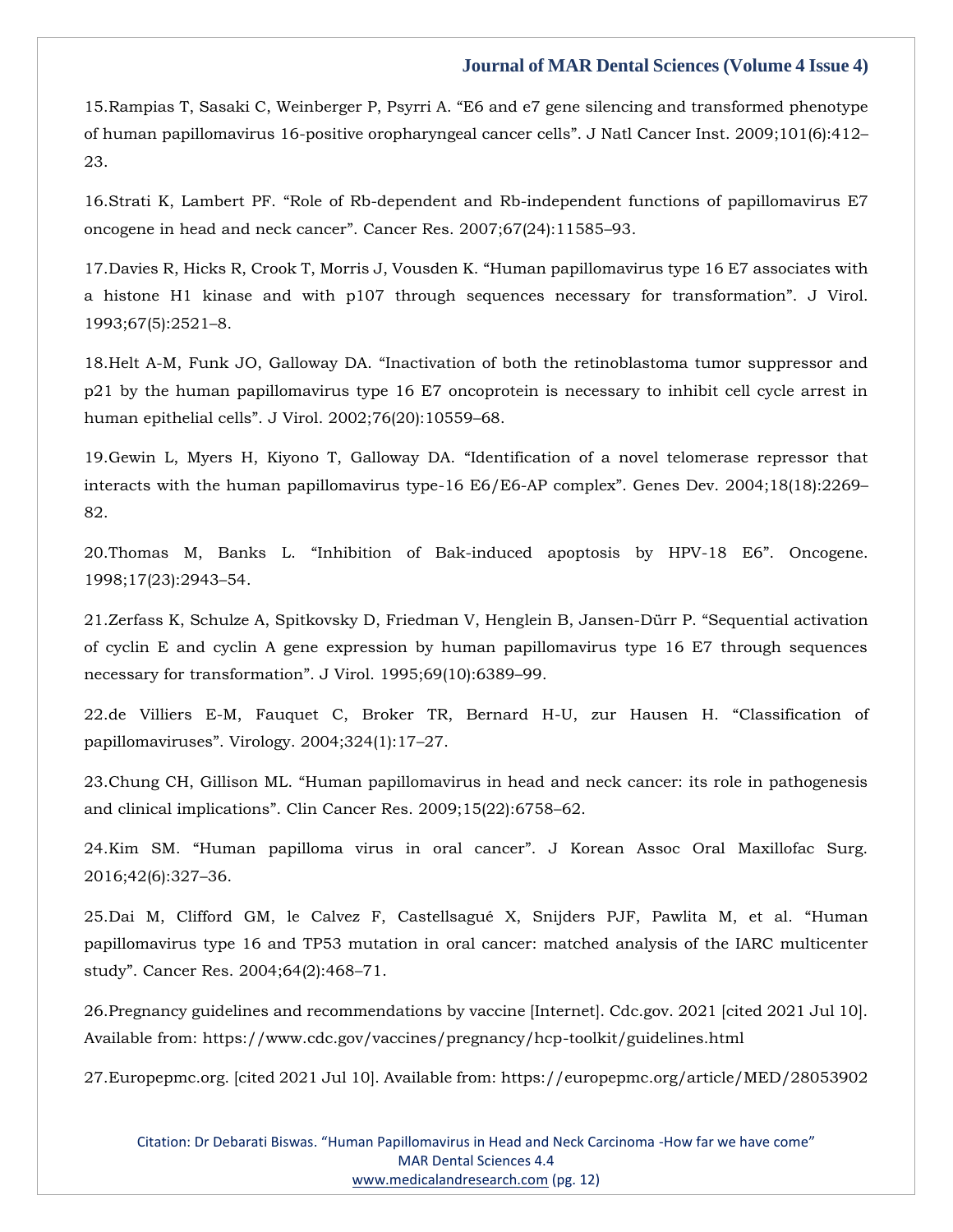15.Rampias T, Sasaki C, Weinberger P, Psyrri A. "E6 and e7 gene silencing and transformed phenotype of human papillomavirus 16-positive oropharyngeal cancer cells". J Natl Cancer Inst. 2009;101(6):412–23.

16.Strati K, Lambert PF. "Role of Rb-dependent and Rb-independent functions of papillomavirus E7 oncogene in head and neck cancer". Cancer Res. 2007;67(24):11585–93.

17.Davies R, Hicks R, Crook T, Morris J, Vousden K. "Human papillomavirus type 16 E7 associates with a histone H1 kinase and with p107 through sequences necessary for transformation". J Virol. 1993;67(5):2521–8.

18.Helt A-M, Funk JO, Galloway DA. "Inactivation of both the retinoblastoma tumor suppressor and p21 by the human papillomavirus type 16 E7 oncoprotein is necessary to inhibit cell cycle arrest in human epithelial cells". J Virol. 2002;76(20):10559–68.

19.Gewin L, Myers H, Kiyono T, Galloway DA. "Identification of a novel telomerase repressor that interacts with the human papillomavirus type-16 E6/E6-AP complex". Genes Dev. 2004;18(18):2269–82.

20.Thomas M, Banks L. "Inhibition of Bak-induced apoptosis by HPV-18 E6". Oncogene. 1998;17(23):2943–54.

21.Zerfass K, Schulze A, Spitkovsky D, Friedman V, Henglein B, Jansen-Dürr P. "Sequential activation of cyclin E and cyclin A gene expression by human papillomavirus type 16 E7 through sequences necessary for transformation". J Virol. 1995;69(10):6389–99.

22.de Villiers E-M, Fauquet C, Broker TR, Bernard H-U, zur Hausen H. "Classification of papillomaviruses". Virology. 2004;324(1):17–27.

23.Chung CH, Gillison ML. "Human papillomavirus in head and neck cancer: its role in pathogenesis and clinical implications". Clin Cancer Res. 2009;15(22):6758–62.

24.Kim SM. "Human papilloma virus in oral cancer". J Korean Assoc Oral Maxillofac Surg. 2016;42(6):327–36.

25.Dai M, Clifford GM, le Calvez F, Castellsagué X, Snijders PJF, Pawlita M, et al. "Human papillomavirus type 16 and TP53 mutation in oral cancer: matched analysis of the IARC multicenter study". Cancer Res. 2004;64(2):468–71.

26.Pregnancy guidelines and recommendations by vaccine [Internet]. Cdc.gov. 2021 [cited 2021 Jul 10]. Available from: https://www.cdc.gov/vaccines/pregnancy/hcp-toolkit/guidelines.html

27.Europepmc.org. [cited 2021 Jul 10]. Available from: https://europepmc.org/article/MED/28053902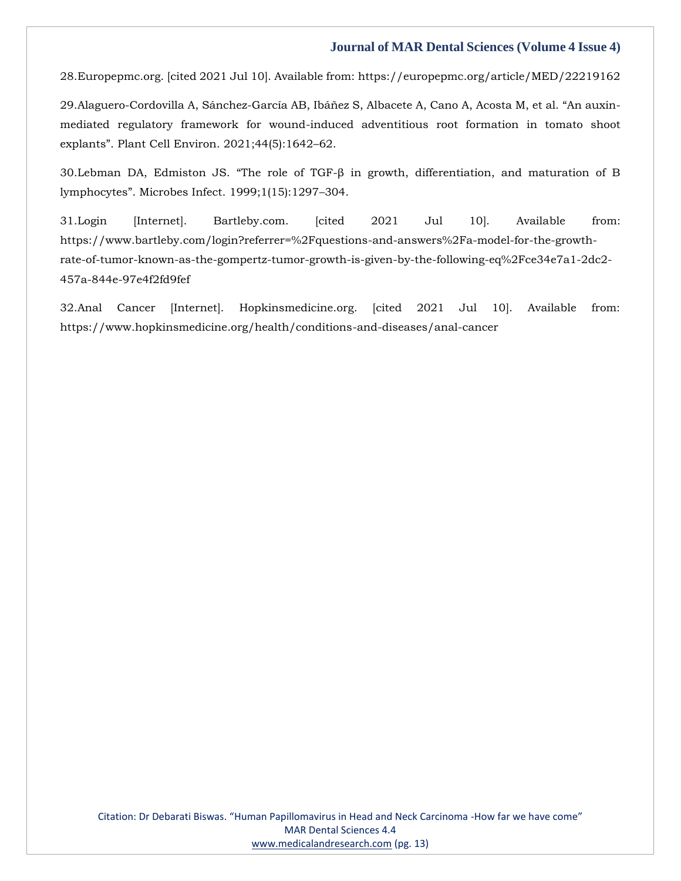28.Europepmc.org. [cited 2021 Jul 10]. Available from: https://europepmc.org/article/MED/22219162

29.Alaguero-Cordovilla A, Sánchez-García AB, Ibáñez S, Albacete A, Cano A, Acosta M, et al. "An auxin-mediated regulatory framework for wound-induced adventitious root formation in tomato shoot explants". Plant Cell Environ. 2021;44(5):1642–62.

30.Lebman DA, Edmiston JS. "The role of TGF-β in growth, differentiation, and maturation of B lymphocytes". Microbes Infect. 1999;1(15):1297–304.

31.Login [Internet]. Bartleby.com. [cited 2021 Jul 10]. Available from: https://www.bartleby.com/login?referrer=%2Fquestions-and-answers%2Fa-model-for-the-growth-rate-of-tumor-known-as-the-gompertz-tumor-growth-is-given-by-the-following-eq%2Fce34e7a1-2dc2-457a-844e-97e4f2fd9fef

32.Anal Cancer [Internet]. Hopkinsmedicine.org. [cited 2021 Jul 10]. Available from: https://www.hopkinsmedicine.org/health/conditions-and-diseases/anal-cancer